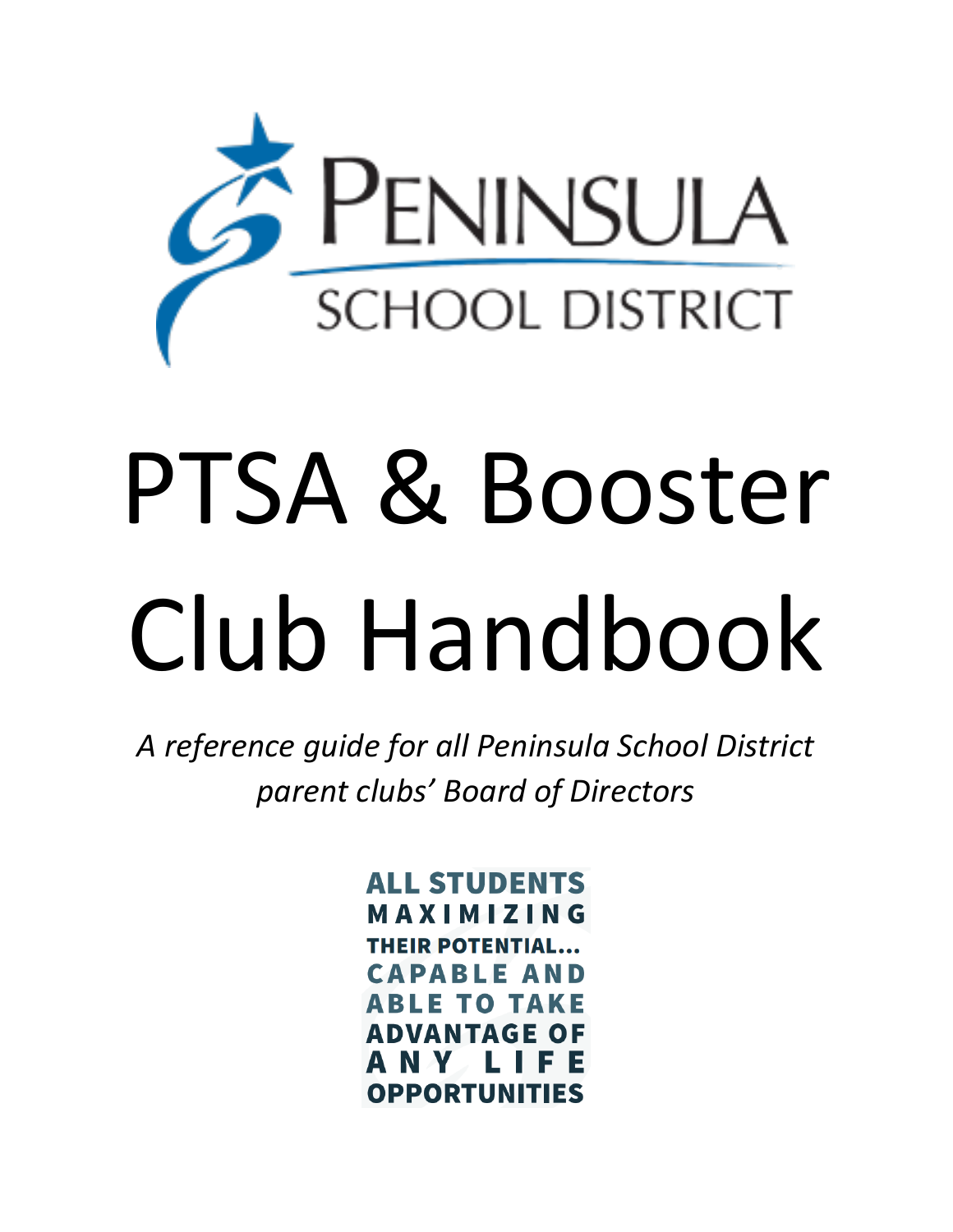Peninsula School District

# PTSA & Booster Club Handbook

*A reference guide for all Peninsula School District parent clubs' Board of Directors*

**ALL STUDENTS MAXIMIZING THEIR POTENTIAL... CAPABLE AND ABLE TO TAKE ADVANTAGE OF ANY LIFE OPPORTUNITIES**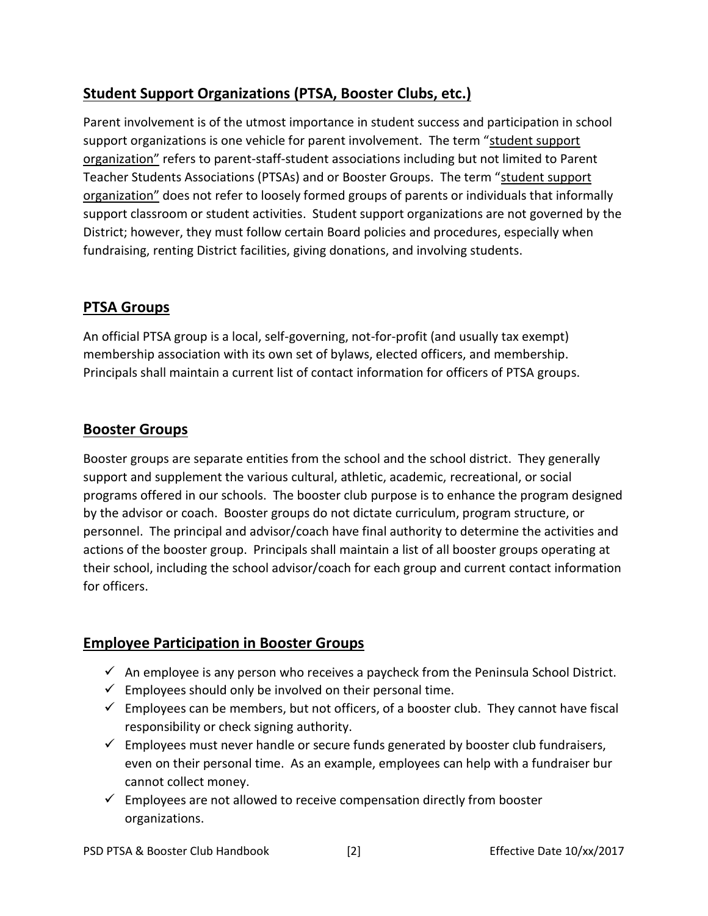## Student Support Organizations (PTSA, Booster Clubs, etc.)

Parent involvement is of the utmost importance in student success and participation in school support organizations is one vehicle for parent involvement. The term "student support organization" refers to parent-staff-student associations including but not limited to Parent Teacher Students Associations (PTSAs) and or Booster Groups. The term "student support organization" does not refer to loosely formed groups of parents or individuals that informally support classroom or student activities. Student support organizations are not governed by the District; however, they must follow certain Board policies and procedures, especially when fundraising, renting District facilities, giving donations, and involving students.

## PTSA Groups

An official PTSA group is a local, self-governing, not-for-profit (and usually tax exempt) membership association with its own set of bylaws, elected officers, and membership. Principals shall maintain a current list of contact information for officers of PTSA groups.

## Booster Groups

Booster groups are separate entities from the school and the school district. They generally support and supplement the various cultural, athletic, academic, recreational, or social programs offered in our schools. The booster club purpose is to enhance the program designed by the advisor or coach. Booster groups do not dictate curriculum, program structure, or personnel. The principal and advisor/coach have final authority to determine the activities and actions of the booster group. Principals shall maintain a list of all booster groups operating at their school, including the school advisor/coach for each group and current contact information for officers.

## Employee Participation in Booster Groups

- ✓ An employee is any person who receives a paycheck from the Peninsula School District.
- ✓ Employees should only be involved on their personal time.
- ✓ Employees can be members, but not officers, of a booster club. They cannot have fiscal responsibility or check signing authority.
- ✓ Employees must never handle or secure funds generated by booster club fundraisers, even on their personal time. As an example, employees can help with a fundraiser bur cannot collect money.
- ✓ Employees are not allowed to receive compensation directly from booster organizations.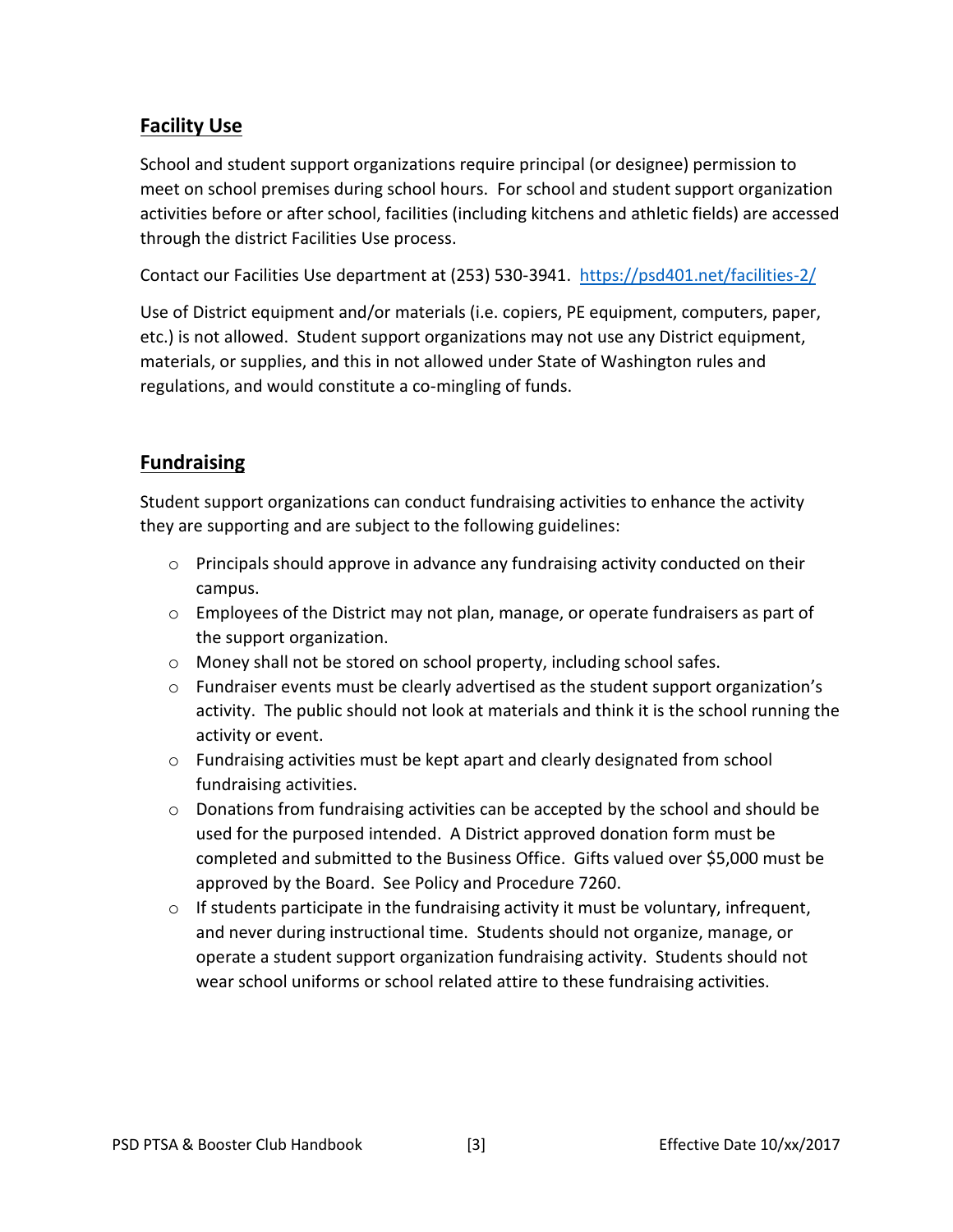## Facility Use

School and student support organizations require principal (or designee) permission to meet on school premises during school hours. For school and student support organization activities before or after school, facilities (including kitchens and athletic fields) are accessed through the district Facilities Use process.

Contact our Facilities Use department at (253) 530-3941. https://psd401.net/facilities-2/

Use of District equipment and/or materials (i.e. copiers, PE equipment, computers, paper, etc.) is not allowed. Student support organizations may not use any District equipment, materials, or supplies, and this in not allowed under State of Washington rules and regulations, and would constitute a co-mingling of funds.

## Fundraising

Student support organizations can conduct fundraising activities to enhance the activity they are supporting and are subject to the following guidelines:

- Principals should approve in advance any fundraising activity conducted on their campus.
- Employees of the District may not plan, manage, or operate fundraisers as part of the support organization.
- Money shall not be stored on school property, including school safes.
- Fundraiser events must be clearly advertised as the student support organization's activity. The public should not look at materials and think it is the school running the activity or event.
- Fundraising activities must be kept apart and clearly designated from school fundraising activities.
- Donations from fundraising activities can be accepted by the school and should be used for the purposed intended. A District approved donation form must be completed and submitted to the Business Office. Gifts valued over $5,000 must be approved by the Board. See Policy and Procedure 7260.
- If students participate in the fundraising activity it must be voluntary, infrequent, and never during instructional time. Students should not organize, manage, or operate a student support organization fundraising activity. Students should not wear school uniforms or school related attire to these fundraising activities.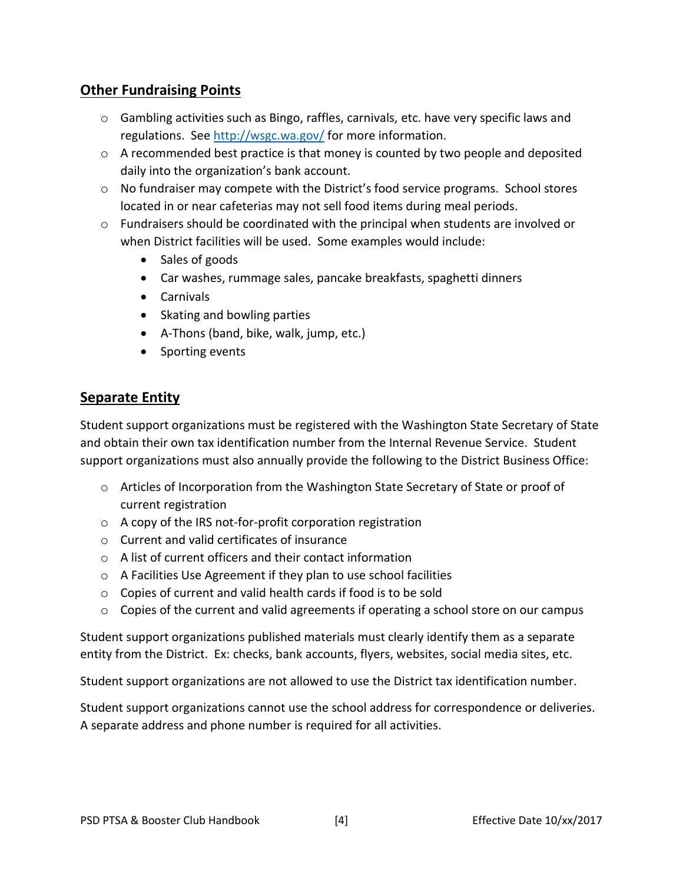## Other Fundraising Points

- Gambling activities such as Bingo, raffles, carnivals, etc. have very specific laws and regulations. See [http://wsgc.wa.gov/](http://wsgc.wa.gov/) for more information.
- A recommended best practice is that money is counted by two people and deposited daily into the organization's bank account.
- No fundraiser may compete with the District's food service programs. School stores located in or near cafeterias may not sell food items during meal periods.
- Fundraisers should be coordinated with the principal when students are involved or when District facilities will be used. Some examples would include:
  - Sales of goods
  - Car washes, rummage sales, pancake breakfasts, spaghetti dinners
  - Carnivals
  - Skating and bowling parties
  - A-Thons (band, bike, walk, jump, etc.)
  - Sporting events

## Separate Entity

Student support organizations must be registered with the Washington State Secretary of State and obtain their own tax identification number from the Internal Revenue Service. Student support organizations must also annually provide the following to the District Business Office:

- Articles of Incorporation from the Washington State Secretary of State or proof of current registration
- A copy of the IRS not-for-profit corporation registration
- Current and valid certificates of insurance
- A list of current officers and their contact information
- A Facilities Use Agreement if they plan to use school facilities
- Copies of current and valid health cards if food is to be sold
- Copies of the current and valid agreements if operating a school store on our campus

Student support organizations published materials must clearly identify them as a separate entity from the District. Ex: checks, bank accounts, flyers, websites, social media sites, etc.

Student support organizations are not allowed to use the District tax identification number.

Student support organizations cannot use the school address for correspondence or deliveries. A separate address and phone number is required for all activities.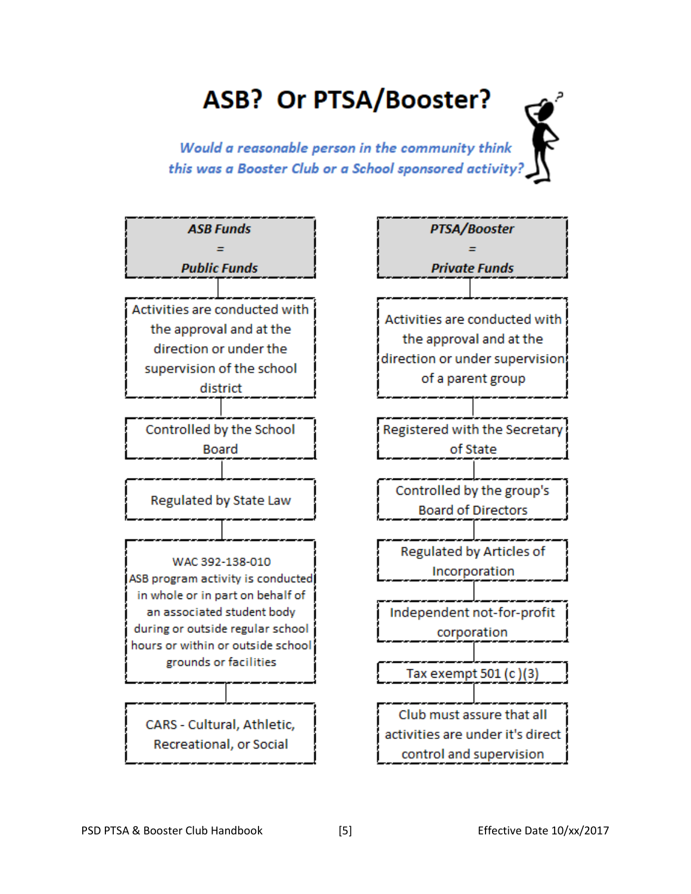# ASB? Or PTSA/Booster?

***Would a reasonable person in the community think this was a Booster Club or a School sponsored activity?***

| ***ASB Funds = Public Funds*** | ***PTSA/Booster = Private Funds*** |
|---|---|
| Activities are conducted with the approval and at the direction or under the supervision of the school district | Activities are conducted with the approval and at the direction or under supervision of a parent group |
| Controlled by the School Board | Registered with the Secretary of State |
| Regulated by State Law | Controlled by the group's Board of Directors |
| WAC 392-138-010 ASB program activity is conducted in whole or in part on behalf of an associated student body during or outside regular school hours or within or outside school grounds or facilities | Regulated by Articles of Incorporation |
| CARS - Cultural, Athletic, Recreational, or Social | Independent not-for-profit corporation |
| | Tax exempt 501 (c )(3) |
| | Club must assure that all activities are under it's direct control and supervision |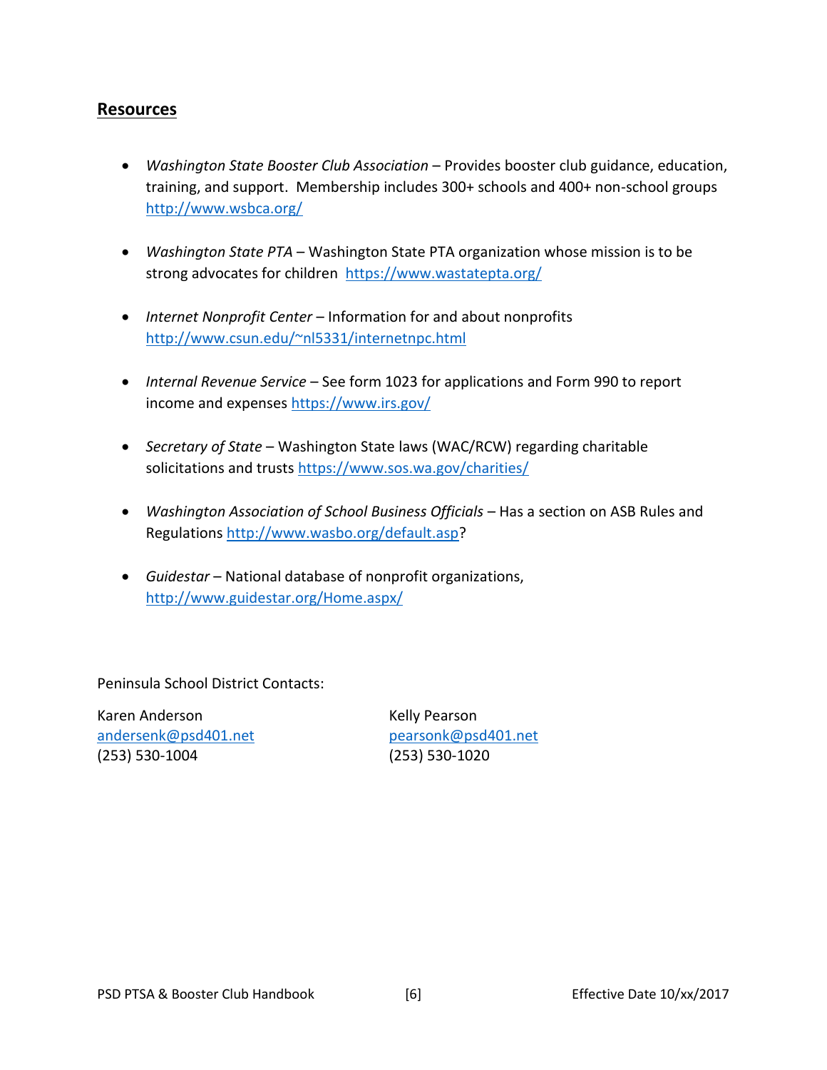## Resources

- *Washington State Booster Club Association* – Provides booster club guidance, education, training, and support. Membership includes 300+ schools and 400+ non-school groups http://www.wsbca.org/

- *Washington State PTA* – Washington State PTA organization whose mission is to be strong advocates for children https://www.wastatepta.org/

- *Internet Nonprofit Center* – Information for and about nonprofits http://www.csun.edu/~nl5331/internetnpc.html

- *Internal Revenue Service* – See form 1023 for applications and Form 990 to report income and expenses https://www.irs.gov/

- *Secretary of State* – Washington State laws (WAC/RCW) regarding charitable solicitations and trusts https://www.sos.wa.gov/charities/

- *Washington Association of School Business Officials* – Has a section on ASB Rules and Regulations http://www.wasbo.org/default.asp?

- *Guidestar* – National database of nonprofit organizations, http://www.guidestar.org/Home.aspx/

Peninsula School District Contacts:

Karen Anderson
andersenk@psd401.net
(253) 530-1004

Kelly Pearson
pearsonk@psd401.net
(253) 530-1020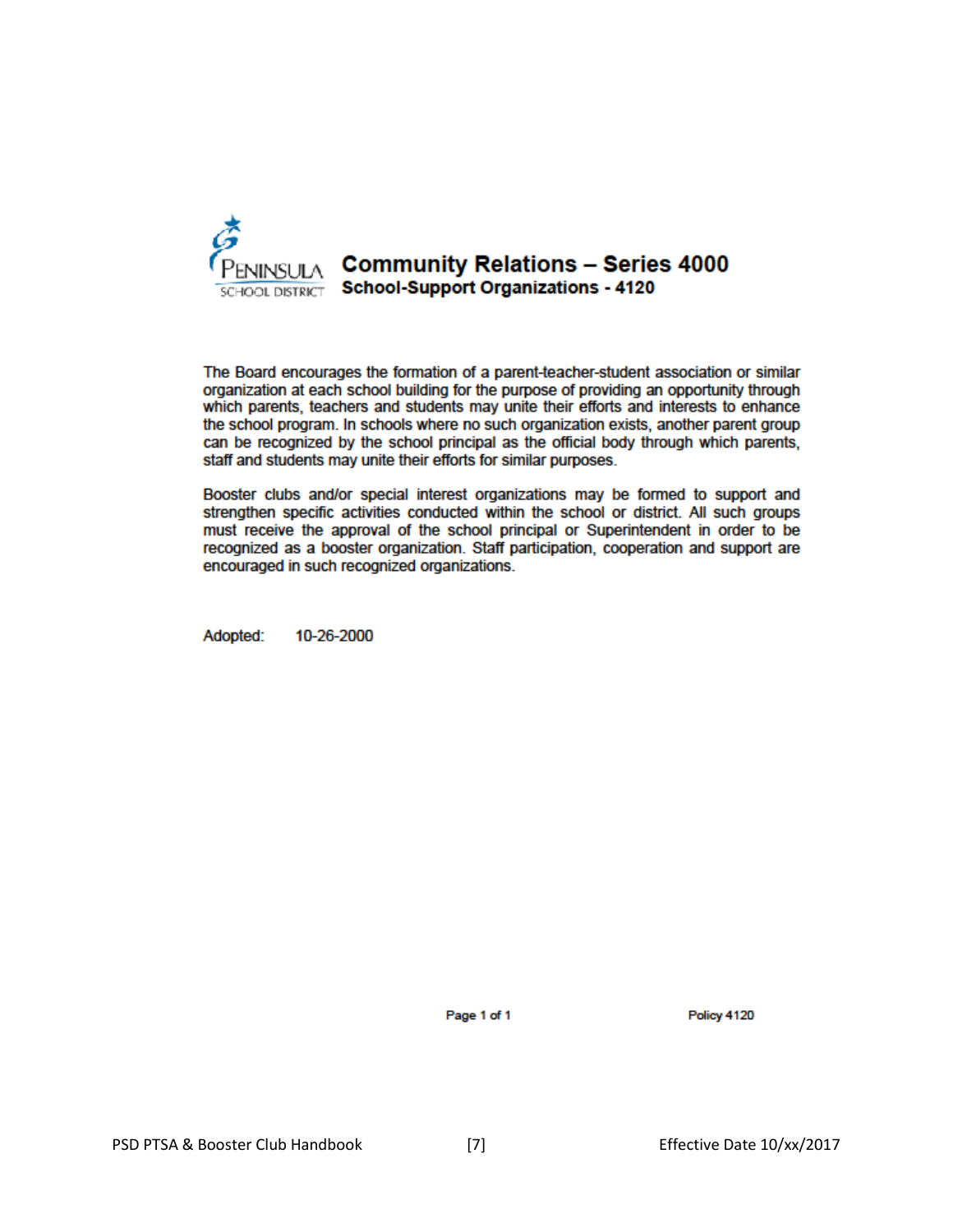# Community Relations – Series 4000

## School-Support Organizations - 4120

The Board encourages the formation of a parent-teacher-student association or similar organization at each school building for the purpose of providing an opportunity through which parents, teachers and students may unite their efforts and interests to enhance the school program. In schools where no such organization exists, another parent group can be recognized by the school principal as the official body through which parents, staff and students may unite their efforts for similar purposes.

Booster clubs and/or special interest organizations may be formed to support and strengthen specific activities conducted within the school or district. All such groups must receive the approval of the school principal or Superintendent in order to be recognized as a booster organization. Staff participation, cooperation and support are encouraged in such recognized organizations.

Adopted: 10-26-2000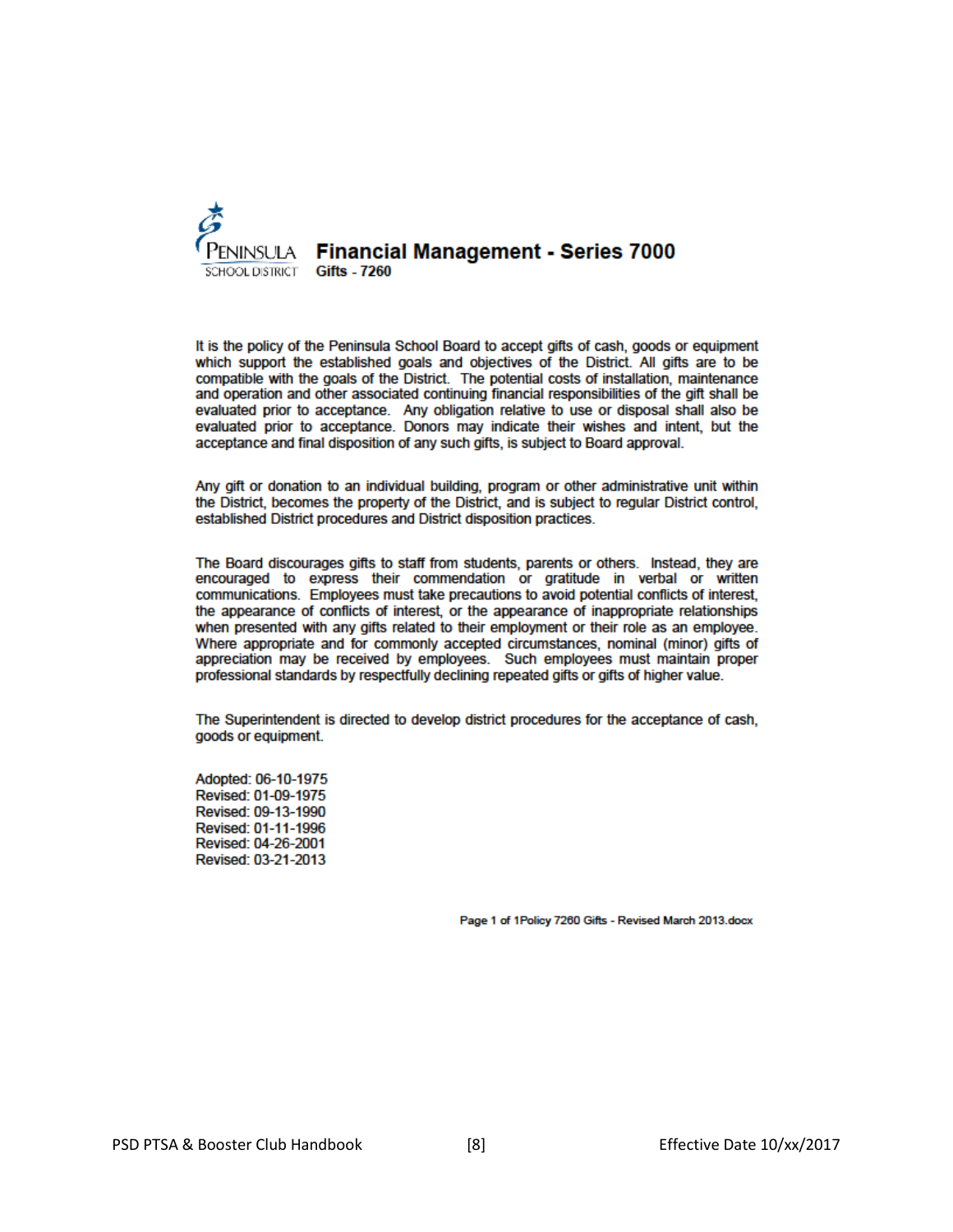# Financial Management - Series 7000

## Gifts - 7260

It is the policy of the Peninsula School Board to accept gifts of cash, goods or equipment which support the established goals and objectives of the District. All gifts are to be compatible with the goals of the District. The potential costs of installation, maintenance and operation and other associated continuing financial responsibilities of the gift shall be evaluated prior to acceptance. Any obligation relative to use or disposal shall also be evaluated prior to acceptance. Donors may indicate their wishes and intent, but the acceptance and final disposition of any such gifts, is subject to Board approval.

Any gift or donation to an individual building, program or other administrative unit within the District, becomes the property of the District, and is subject to regular District control, established District procedures and District disposition practices.

The Board discourages gifts to staff from students, parents or others. Instead, they are encouraged to express their commendation or gratitude in verbal or written communications. Employees must take precautions to avoid potential conflicts of interest, the appearance of conflicts of interest, or the appearance of inappropriate relationships when presented with any gifts related to their employment or their role as an employee. Where appropriate and for commonly accepted circumstances, nominal (minor) gifts of appreciation may be received by employees. Such employees must maintain proper professional standards by respectfully declining repeated gifts or gifts of higher value.

The Superintendent is directed to develop district procedures for the acceptance of cash, goods or equipment.

Adopted: 06-10-1975
Revised: 01-09-1975
Revised: 09-13-1990
Revised: 01-11-1996
Revised: 04-26-2001
Revised: 03-21-2013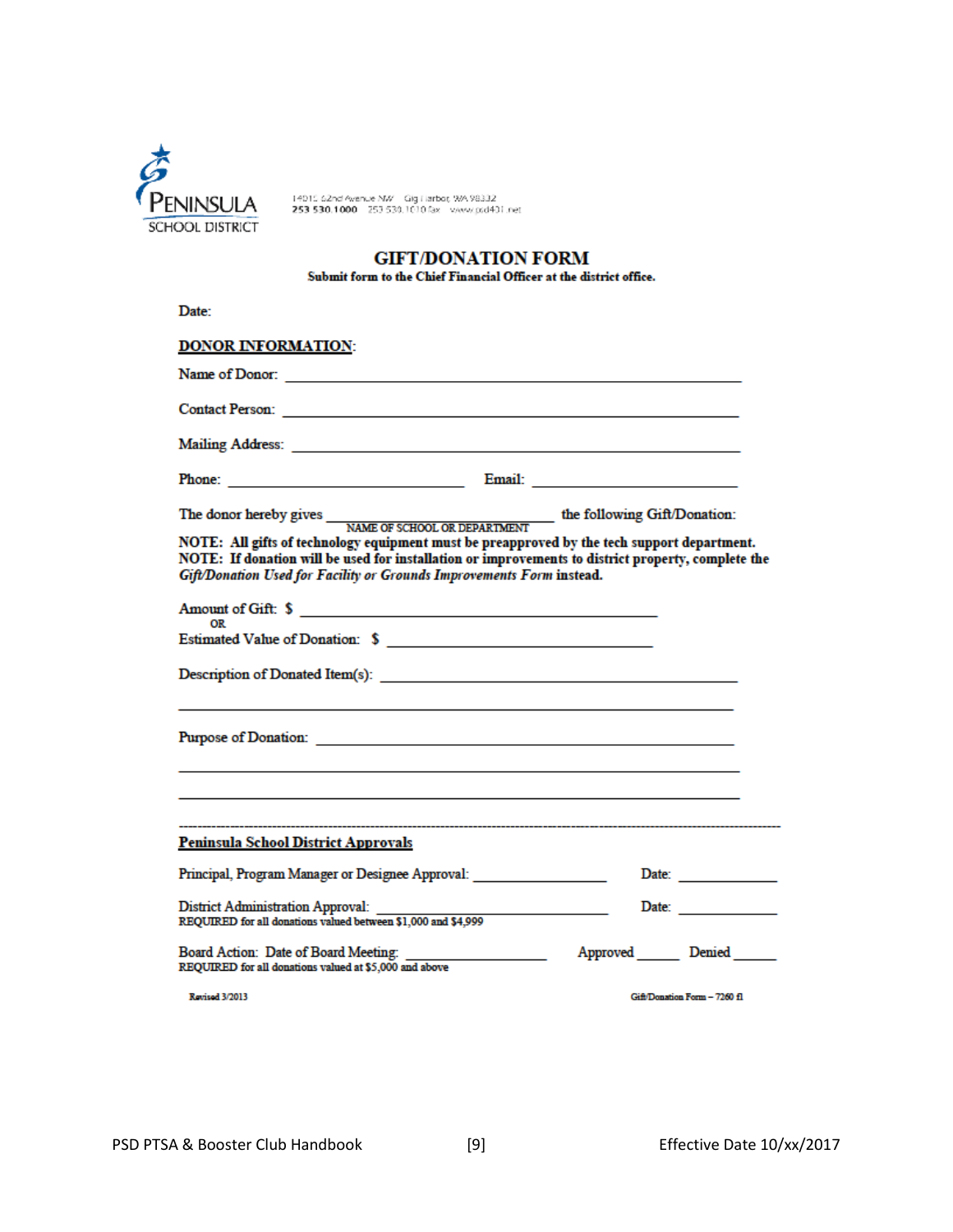PENINSULA SCHOOL DISTRICT

14015 62nd Avenue NW Gig Harbor, WA 98332
253 530.1000 253 530.1010 fax www.psd401.net

# GIFT/DONATION FORM

**Submit form to the Chief Financial Officer at the district office.**

Date:

**DONOR INFORMATION:**

Name of Donor: ______________________________

Contact Person: ______________________________

Mailing Address: ______________________________

Phone: ____________________ Email: ____________________

The donor hereby gives ____________________ the following Gift/Donation:
NAME OF SCHOOL OR DEPARTMENT

**NOTE: All gifts of technology equipment must be preapproved by the tech support department.**
**NOTE: If donation will be used for installation or improvements to district property, complete the *Gift/Donation Used for Facility or Grounds Improvements Form* instead.**

Amount of Gift: $ ______________________________
OR
Estimated Value of Donation: $ ______________________________

Description of Donated Item(s): ______________________________

______________________________

Purpose of Donation: ______________________________

______________________________

______________________________

---

**Peninsula School District Approvals**

Principal, Program Manager or Designee Approval: ____________________ Date: __________

District Administration Approval: ____________________ Date: __________
REQUIRED for all donations valued between $1,000 and $4,999

Board Action: Date of Board Meeting: ____________________ Approved ______ Denied ______
REQUIRED for all donations valued at $5,000 and above

Revised 3/2013 Gift/Donation Form – 7260 f1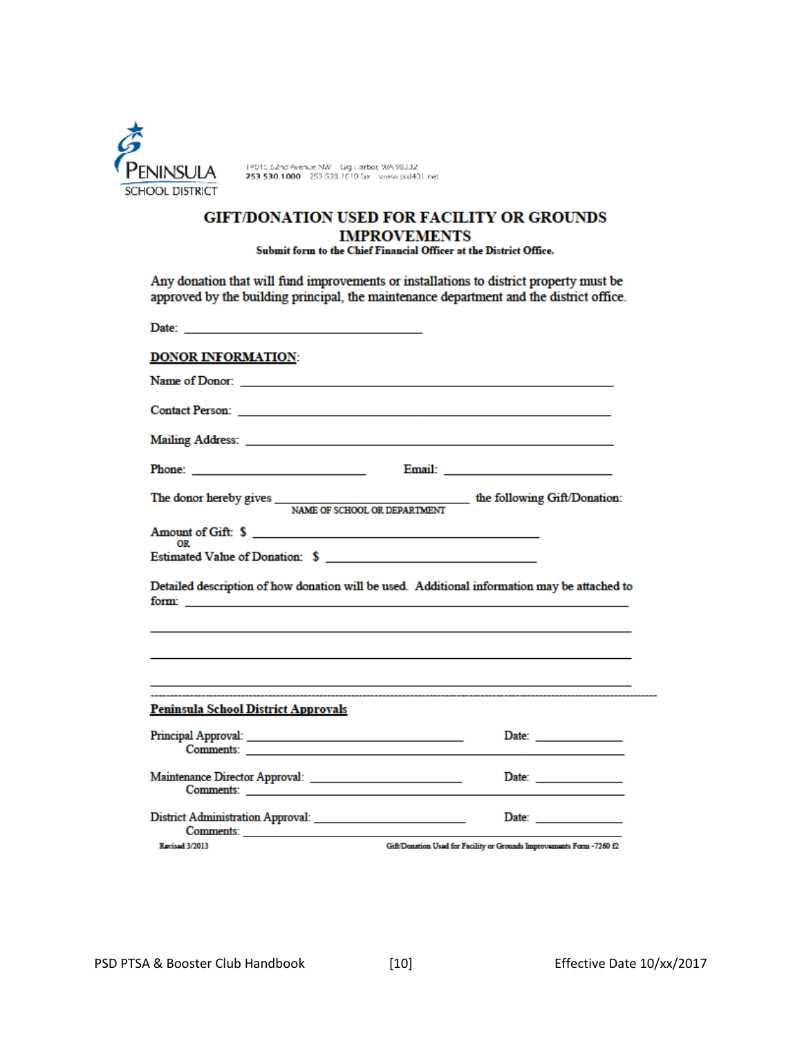PENINSULA SCHOOL DISTRICT

14015 62nd Avenue NW Gig Harbor, WA 98332
253.530.1000 253.530.1010 fax www.psd401.net

# GIFT/DONATION USED FOR FACILITY OR GROUNDS IMPROVEMENTS

**Submit form to the Chief Financial Officer at the District Office.**

Any donation that will fund improvements or installations to district property must be approved by the building principal, the maintenance department and the district office.

Date: ______________________________

**DONOR INFORMATION:**

Name of Donor: ______________________________________________

Contact Person: ______________________________________________

Mailing Address: ______________________________________________

Phone: ______________________ Email: ______________________

The donor hereby gives ______________________ the following Gift/Donation:
NAME OF SCHOOL OR DEPARTMENT

Amount of Gift: $ ______________________________
OR
Estimated Value of Donation: $ ______________________________

Detailed description of how donation will be used. Additional information may be attached to form: ______________________________________________

______________________________________________

______________________________________________

______________________________________________

---

**Peninsula School District Approvals**

Principal Approval: ______________________________ Date: ____________
Comments: ______________________________________________

Maintenance Director Approval: ______________________ Date: ____________
Comments: ______________________________________________

District Administration Approval: ______________________ Date: ____________
Comments: ______________________________________________

Revised 3/2013 Gift/Donation Used for Facility or Grounds Improvements Form -7260 f2